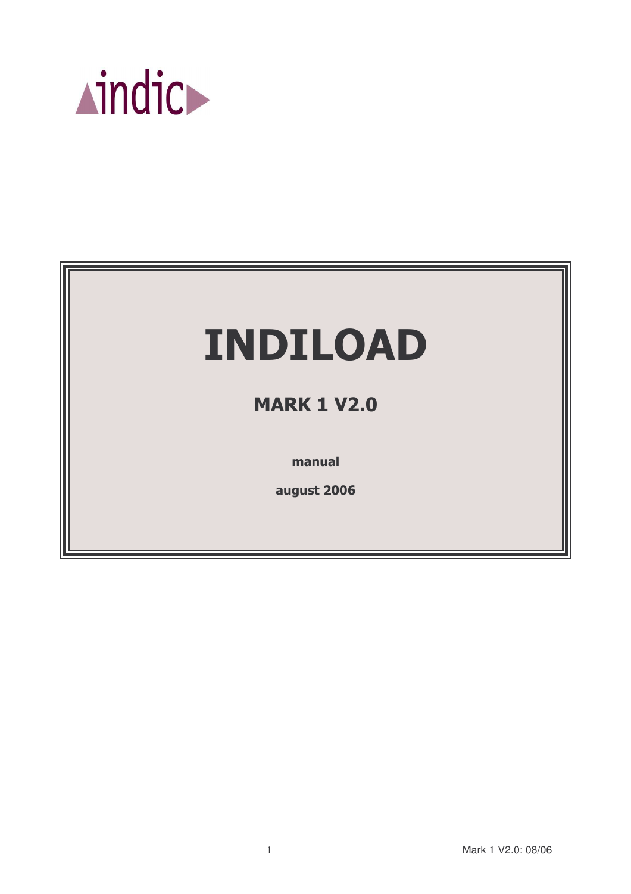indic

# INDILOAD

## MARK 1 V2.0

**manual**

**august 2006**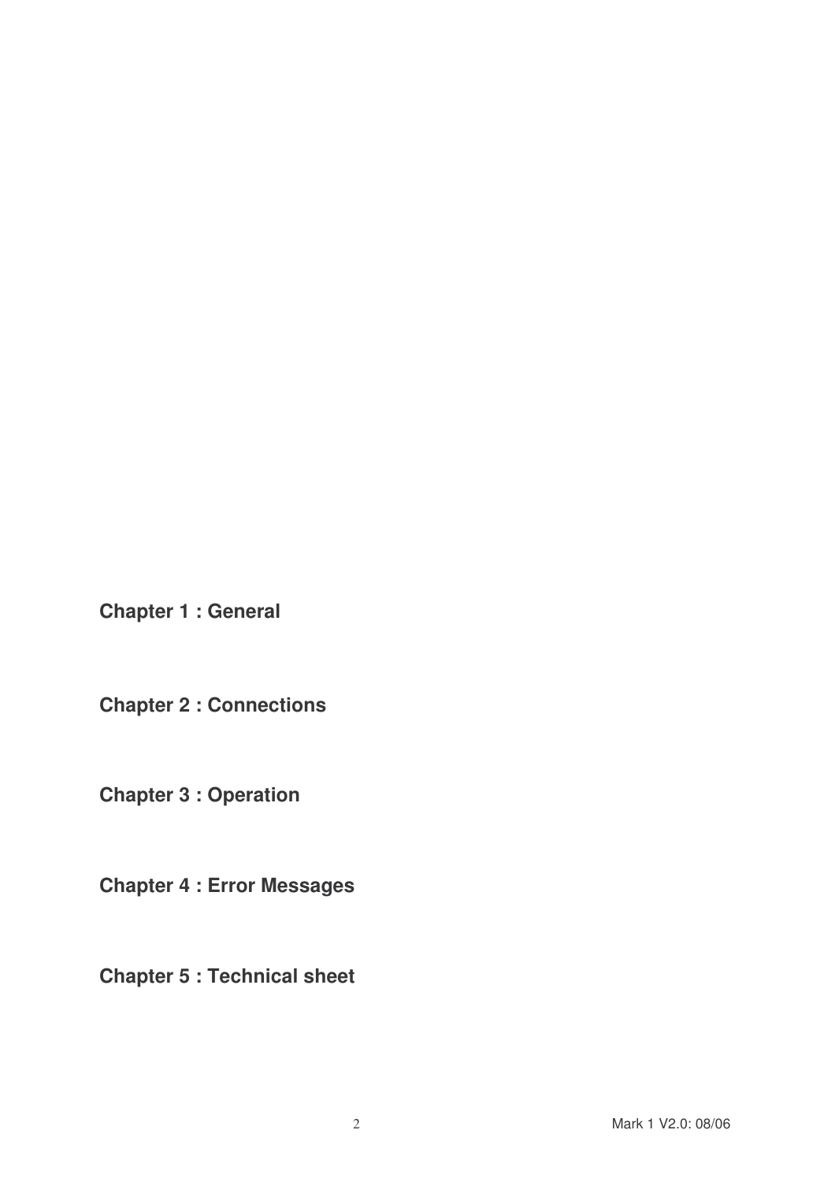**Chapter 1 : General**

**Chapter 2 : Connections**

**Chapter 3 : Operation**

**Chapter 4 : Error Messages**

**Chapter 5 : Technical sheet**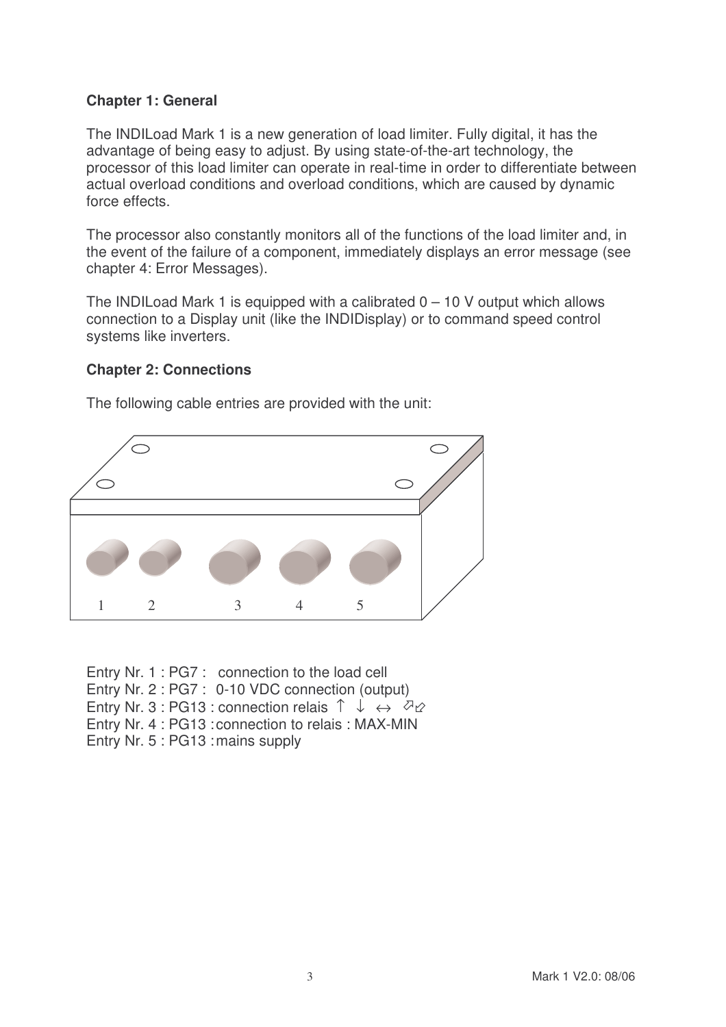**Chapter 1: General**

The INDILoad Mark 1 is a new generation of load limiter. Fully digital, it has the advantage of being easy to adjust. By using state-of-the-art technology, the processor of this load limiter can operate in real-time in order to differentiate between actual overload conditions and overload conditions, which are caused by dynamic force effects.

The processor also constantly monitors all of the functions of the load limiter and, in the event of the failure of a component, immediately displays an error message (see chapter 4: Error Messages).

The INDILoad Mark 1 is equipped with a calibrated 0 – 10 V output which allows connection to a Display unit (like the INDIDisplay) or to command speed control systems like inverters.

**Chapter 2: Connections**

The following cable entries are provided with the unit:

Entry Nr. 1 : PG7 : connection to the load cell
Entry Nr. 2 : PG7 : 0-10 VDC connection (output)
Entry Nr. 3 : PG13 : connection relais ↑ ↓ ↔ ⬀⬃
Entry Nr. 4 : PG13 : connection to relais : MAX-MIN
Entry Nr. 5 : PG13 : mains supply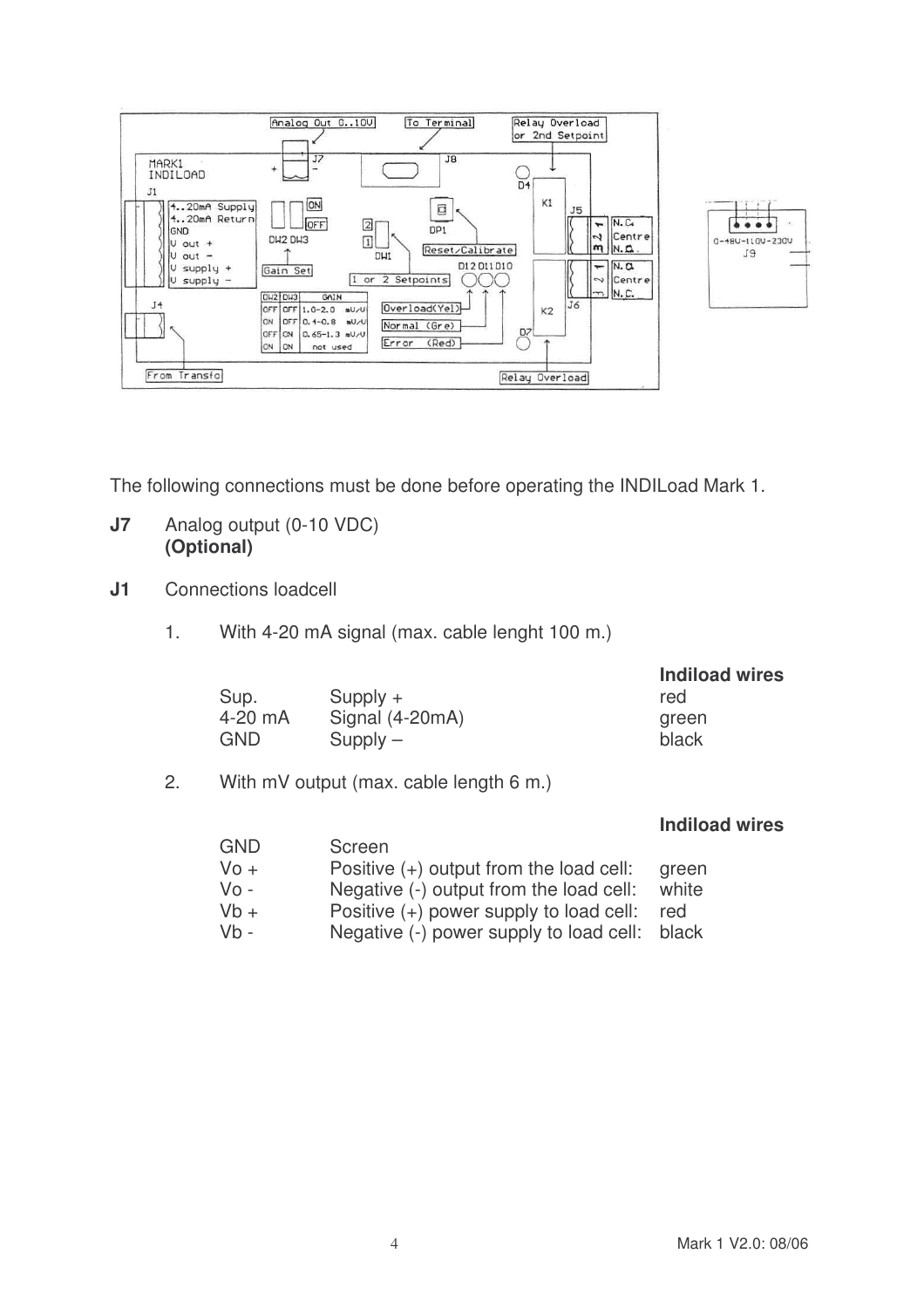The following connections must be done before operating the INDILoad Mark 1.

**J7** Analog output (0-10 VDC)
**(Optional)**

**J1** Connections loadcell

1. With 4-20 mA signal (max. cable lenght 100 m.)

| | | **Indiload wires** |
|---|---|---|
| Sup. | Supply + | red |
| 4-20 mA | Signal (4-20mA) | green |
| GND | Supply – | black |

2. With mV output (max. cable length 6 m.)

| | | **Indiload wires** |
|---|---|---|
| GND | Screen | |
| Vo + | Positive (+) output from the load cell: | green |
| Vo - | Negative (-) output from the load cell: | white |
| Vb + | Positive (+) power supply to load cell: | red |
| Vb - | Negative (-) power supply to load cell: | black |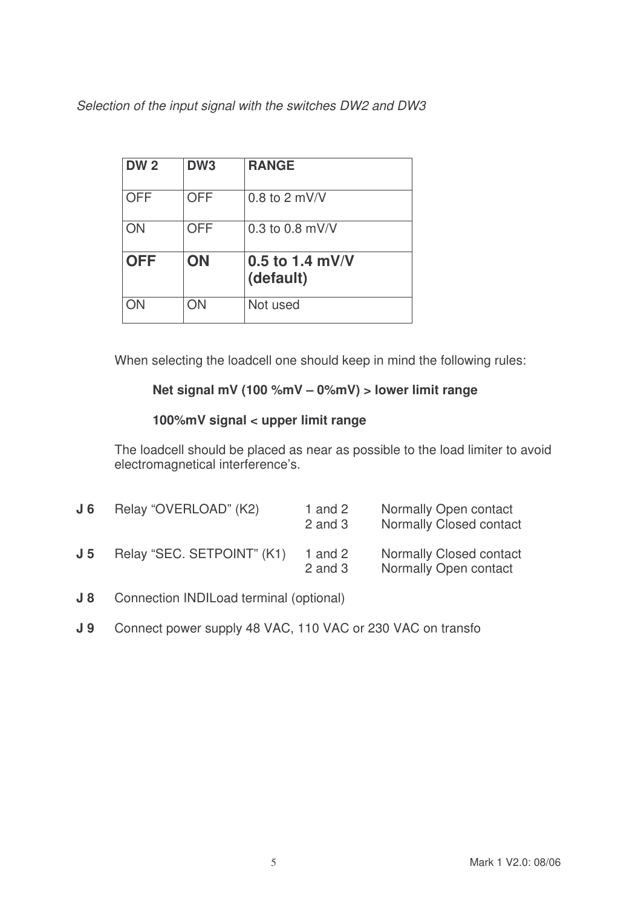*Selection of the input signal with the switches DW2 and DW3*

| DW 2 | DW3 | RANGE |
|---|---|---|
| OFF | OFF | 0.8 to 2 mV/V |
| ON | OFF | 0.3 to 0.8 mV/V |
| **OFF** | **ON** | **0.5 to 1.4 mV/V (default)** |
| ON | ON | Not used |

When selecting the loadcell one should keep in mind the following rules:

**Net signal mV (100 %mV – 0%mV) > lower limit range**

**100%mV signal < upper limit range**

The loadcell should be placed as near as possible to the load limiter to avoid electromagnetical interference's.

| | | | |
|---|---|---|---|
| **J 6** | Relay "OVERLOAD" (K2) | 1 and 2<br>2 and 3 | Normally Open contact<br>Normally Closed contact |
| **J 5** | Relay "SEC. SETPOINT" (K1) | 1 and 2<br>2 and 3 | Normally Closed contact<br>Normally Open contact |

**J 8** Connection INDILoad terminal (optional)

**J 9** Connect power supply 48 VAC, 110 VAC or 230 VAC on transfo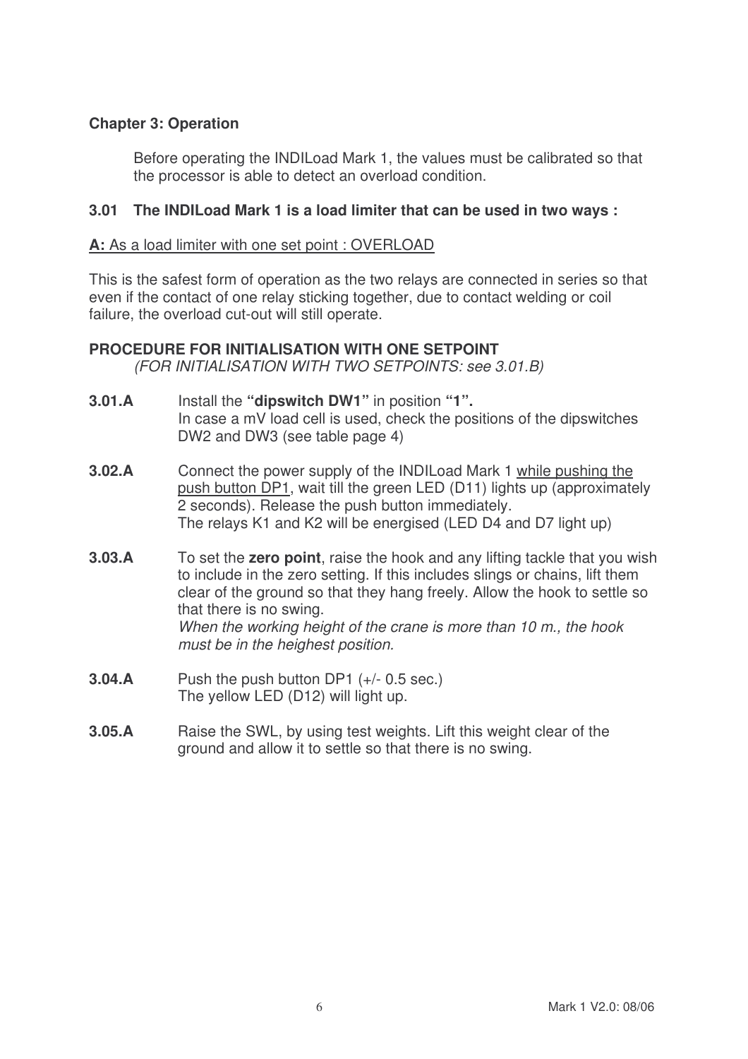## Chapter 3: Operation

Before operating the INDILoad Mark 1, the values must be calibrated so that the processor is able to detect an overload condition.

### 3.01 The INDILoad Mark 1 is a load limiter that can be used in two ways :

**A:** As a load limiter with one set point : OVERLOAD

This is the safest form of operation as the two relays are connected in series so that even if the contact of one relay sticking together, due to contact welding or coil failure, the overload cut-out will still operate.

**PROCEDURE FOR INITIALISATION WITH ONE SETPOINT**
*(FOR INITIALISATION WITH TWO SETPOINTS: see 3.01.B)*

**3.01.A** Install the **"dipswitch DW1"** in position **"1".**
In case a mV load cell is used, check the positions of the dipswitches DW2 and DW3 (see table page 4)

**3.02.A** Connect the power supply of the INDILoad Mark 1 while pushing the push button DP1, wait till the green LED (D11) lights up (approximately 2 seconds). Release the push button immediately.
The relays K1 and K2 will be energised (LED D4 and D7 light up)

**3.03.A** To set the **zero point**, raise the hook and any lifting tackle that you wish to include in the zero setting. If this includes slings or chains, lift them clear of the ground so that they hang freely. Allow the hook to settle so that there is no swing.
*When the working height of the crane is more than 10 m., the hook must be in the heighest position.*

**3.04.A** Push the push button DP1 (+/- 0.5 sec.)
The yellow LED (D12) will light up.

**3.05.A** Raise the SWL, by using test weights. Lift this weight clear of the ground and allow it to settle so that there is no swing.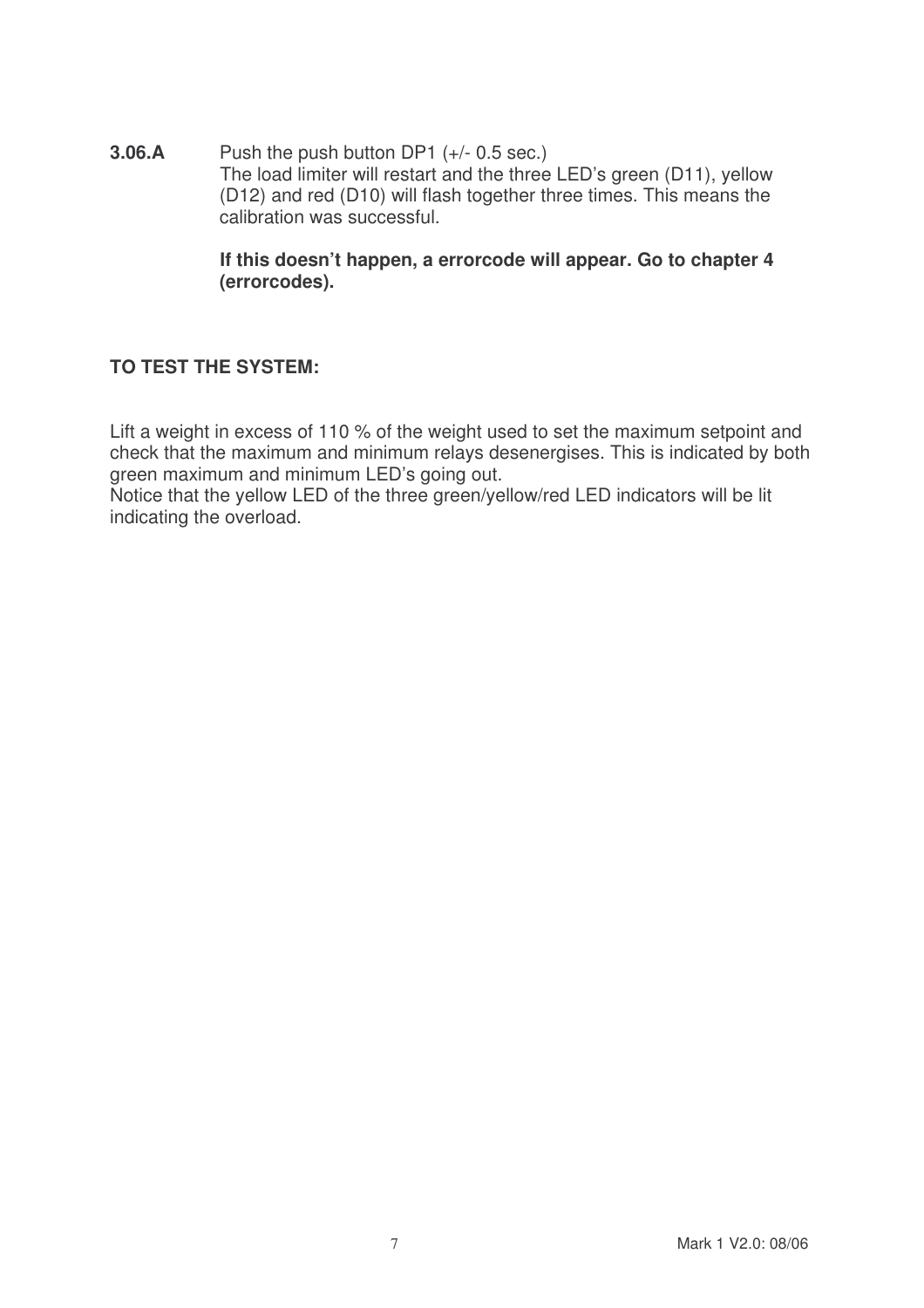**3.06.A** Push the push button DP1 (+/- 0.5 sec.)
The load limiter will restart and the three LED's green (D11), yellow (D12) and red (D10) will flash together three times. This means the calibration was successful.

**If this doesn't happen, a errorcode will appear. Go to chapter 4 (errorcodes).**

**TO TEST THE SYSTEM:**

Lift a weight in excess of 110 % of the weight used to set the maximum setpoint and check that the maximum and minimum relays desenergises. This is indicated by both green maximum and minimum LED's going out.
Notice that the yellow LED of the three green/yellow/red LED indicators will be lit indicating the overload.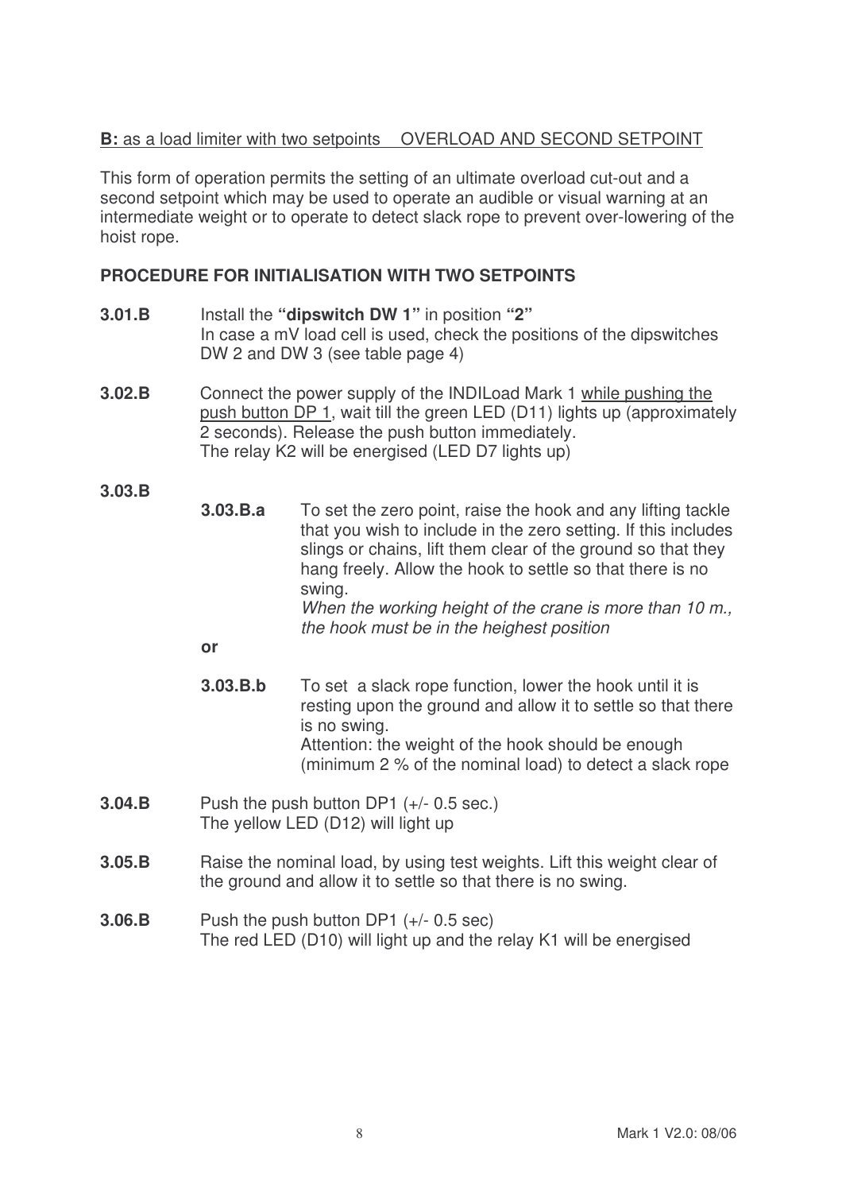<u>**B:** as a load limiter with two setpoints</u> <u>OVERLOAD AND SECOND SETPOINT</u>

This form of operation permits the setting of an ultimate overload cut-out and a second setpoint which may be used to operate an audible or visual warning at an intermediate weight or to operate to detect slack rope to prevent over-lowering of the hoist rope.

**PROCEDURE FOR INITIALISATION WITH TWO SETPOINTS**

**3.01.B** Install the **"dipswitch DW 1"** in position **"2"**
In case a mV load cell is used, check the positions of the dipswitches DW 2 and DW 3 (see table page 4)

**3.02.B** Connect the power supply of the INDILoad Mark 1 <u>while pushing the push button DP 1</u>, wait till the green LED (D11) lights up (approximately 2 seconds). Release the push button immediately.
The relay K2 will be energised (LED D7 lights up)

**3.03.B**

**3.03.B.a** To set the zero point, raise the hook and any lifting tackle that you wish to include in the zero setting. If this includes slings or chains, lift them clear of the ground so that they hang freely. Allow the hook to settle so that there is no swing.
*When the working height of the crane is more than 10 m., the hook must be in the heighest position*

**or**

**3.03.B.b** To set a slack rope function, lower the hook until it is resting upon the ground and allow it to settle so that there is no swing.
Attention: the weight of the hook should be enough (minimum 2 % of the nominal load) to detect a slack rope

**3.04.B** Push the push button DP1 (+/- 0.5 sec.)
The yellow LED (D12) will light up

**3.05.B** Raise the nominal load, by using test weights. Lift this weight clear of the ground and allow it to settle so that there is no swing.

**3.06.B** Push the push button DP1 (+/- 0.5 sec)
The red LED (D10) will light up and the relay K1 will be energised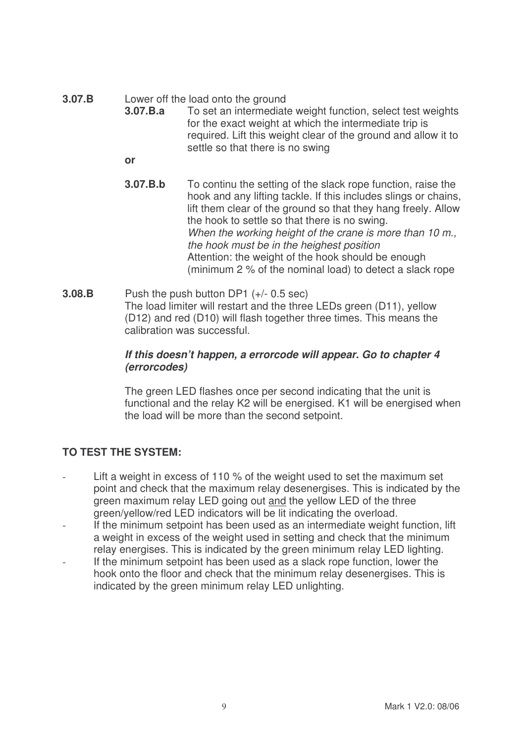**3.07.B** Lower off the load onto the ground

**3.07.B.a** To set an intermediate weight function, select test weights for the exact weight at which the intermediate trip is required. Lift this weight clear of the ground and allow it to settle so that there is no swing

**or**

**3.07.B.b** To continu the setting of the slack rope function, raise the hook and any lifting tackle. If this includes slings or chains, lift them clear of the ground so that they hang freely. Allow the hook to settle so that there is no swing.
*When the working height of the crane is more than 10 m., the hook must be in the heighest position*
Attention: the weight of the hook should be enough (minimum 2 % of the nominal load) to detect a slack rope

**3.08.B** Push the push button DP1 (+/- 0.5 sec)
The load limiter will restart and the three LEDs green (D11), yellow (D12) and red (D10) will flash together three times. This means the calibration was successful.

***If this doesn't happen, a errorcode will appear. Go to chapter 4 (errorcodes)***

The green LED flashes once per second indicating that the unit is functional and the relay K2 will be energised. K1 will be energised when the load will be more than the second setpoint.

**TO TEST THE SYSTEM:**

- Lift a weight in excess of 110 % of the weight used to set the maximum set point and check that the maximum relay desenergises. This is indicated by the green maximum relay LED going out <u>and</u> the yellow LED of the three green/yellow/red LED indicators will be lit indicating the overload.
- If the minimum setpoint has been used as an intermediate weight function, lift a weight in excess of the weight used in setting and check that the minimum relay energises. This is indicated by the green minimum relay LED lighting.
- If the minimum setpoint has been used as a slack rope function, lower the hook onto the floor and check that the minimum relay desenergises. This is indicated by the green minimum relay LED unlighting.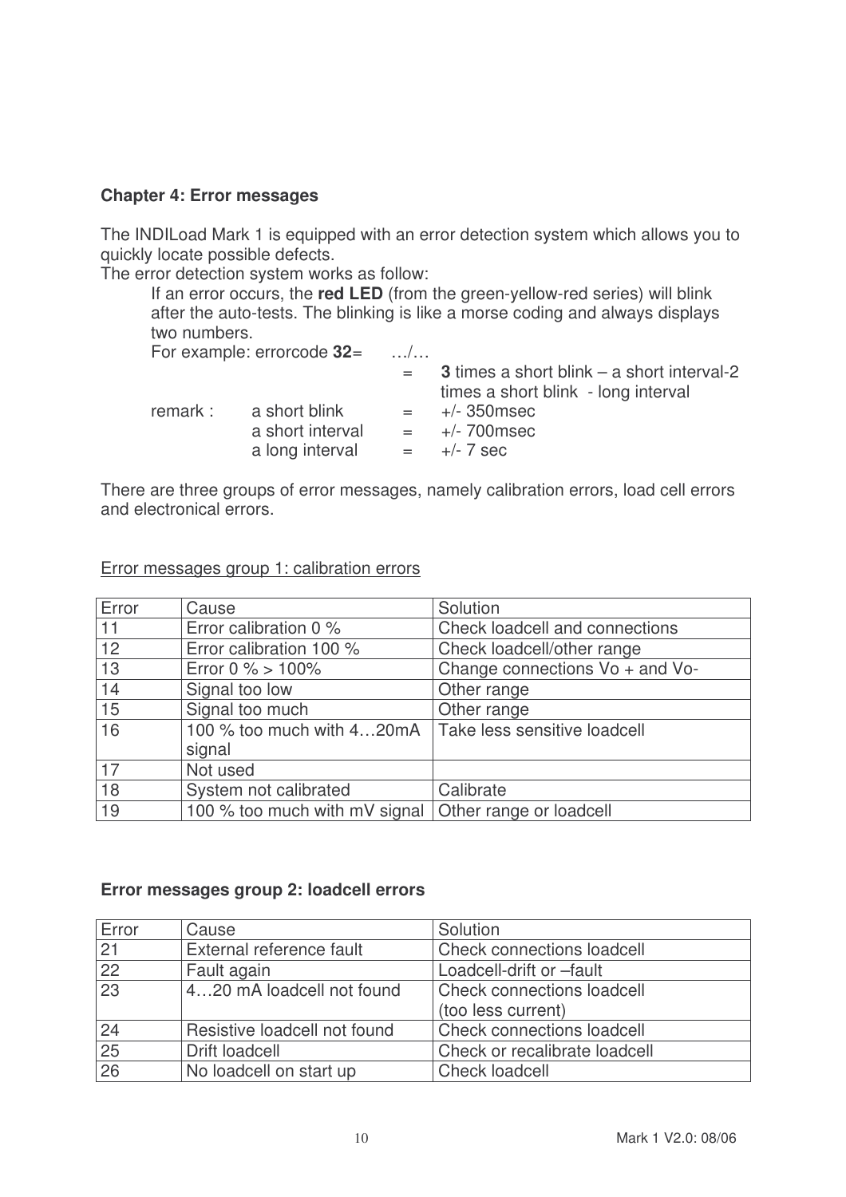**Chapter 4: Error messages**

The INDILoad Mark 1 is equipped with an error detection system which allows you to quickly locate possible defects.

The error detection system works as follow:

If an error occurs, the **red LED** (from the green-yellow-red series) will blink after the auto-tests. The blinking is like a morse coding and always displays two numbers.

For example: errorcode **32**= …/…

= **3** times a short blink – a short interval-2 times a short blink - long interval

remark :
- a short blink = +/- 350msec
- a short interval = +/- 700msec
- a long interval = +/- 7 sec

There are three groups of error messages, namely calibration errors, load cell errors and electronical errors.

Error messages group 1: calibration errors

| Error | Cause | Solution |
|---|---|---|
| 11 | Error calibration 0 % | Check loadcell and connections |
| 12 | Error calibration 100 % | Check loadcell/other range |
| 13 | Error 0 % > 100% | Change connections Vo + and Vo- |
| 14 | Signal too low | Other range |
| 15 | Signal too much | Other range |
| 16 | 100 % too much with 4…20mA signal | Take less sensitive loadcell |
| 17 | Not used | |
| 18 | System not calibrated | Calibrate |
| 19 | 100 % too much with mV signal | Other range or loadcell |

**Error messages group 2: loadcell errors**

| Error | Cause | Solution |
|---|---|---|
| 21 | External reference fault | Check connections loadcell |
| 22 | Fault again | Loadcell-drift or –fault |
| 23 | 4…20 mA loadcell not found | Check connections loadcell (too less current) |
| 24 | Resistive loadcell not found | Check connections loadcell |
| 25 | Drift loadcell | Check or recalibrate loadcell |
| 26 | No loadcell on start up | Check loadcell |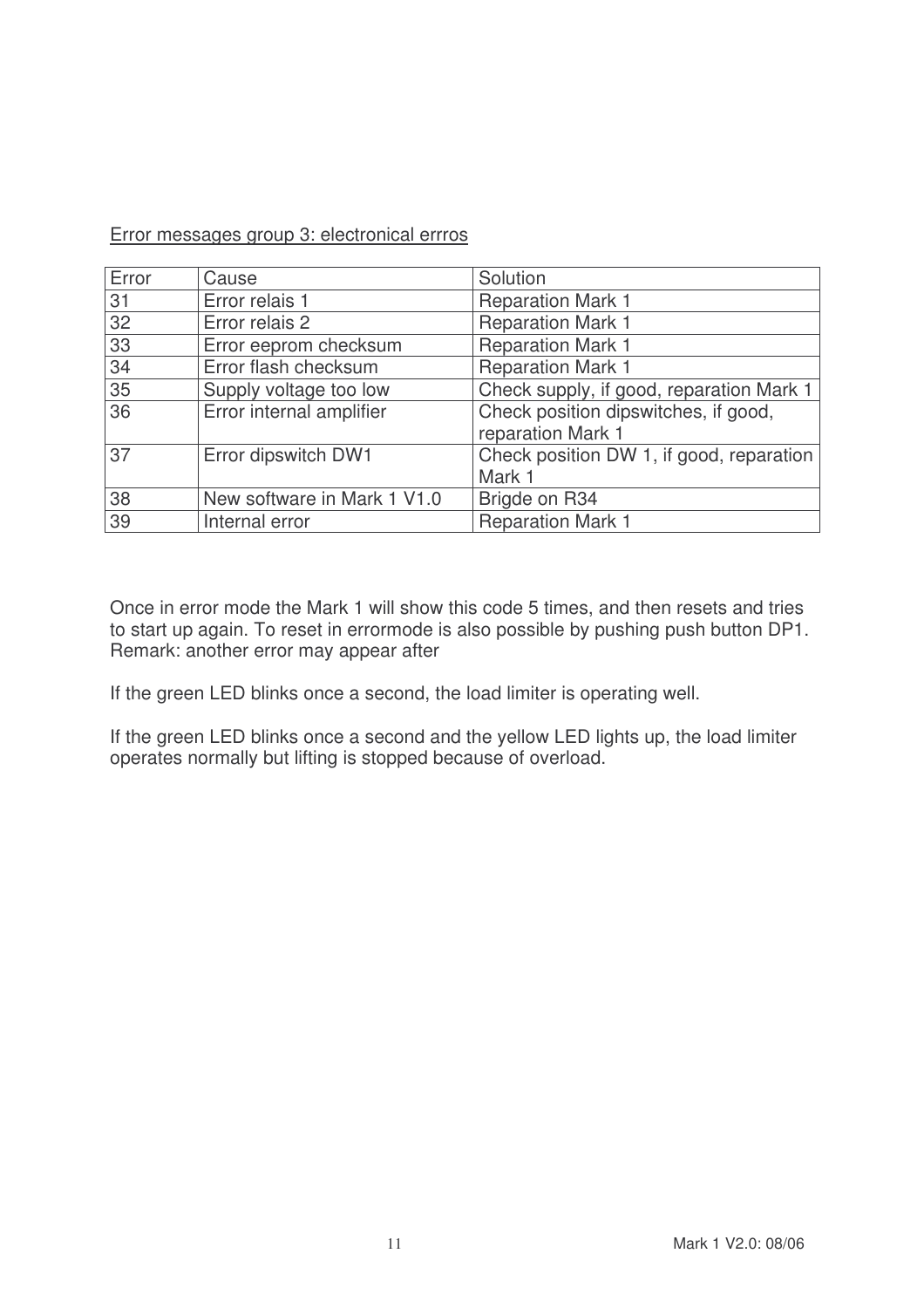<u>Error messages group 3: electronical errros</u>

| Error | Cause | Solution |
|---|---|---|
| 31 | Error relais 1 | Reparation Mark 1 |
| 32 | Error relais 2 | Reparation Mark 1 |
| 33 | Error eeprom checksum | Reparation Mark 1 |
| 34 | Error flash checksum | Reparation Mark 1 |
| 35 | Supply voltage too low | Check supply, if good, reparation Mark 1 |
| 36 | Error internal amplifier | Check position dipswitches, if good, reparation Mark 1 |
| 37 | Error dipswitch DW1 | Check position DW 1, if good, reparation Mark 1 |
| 38 | New software in Mark 1 V1.0 | Brigde on R34 |
| 39 | Internal error | Reparation Mark 1 |

Once in error mode the Mark 1 will show this code 5 times, and then resets and tries to start up again. To reset in errormode is also possible by pushing push button DP1. Remark: another error may appear after

If the green LED blinks once a second, the load limiter is operating well.

If the green LED blinks once a second and the yellow LED lights up, the load limiter operates normally but lifting is stopped because of overload.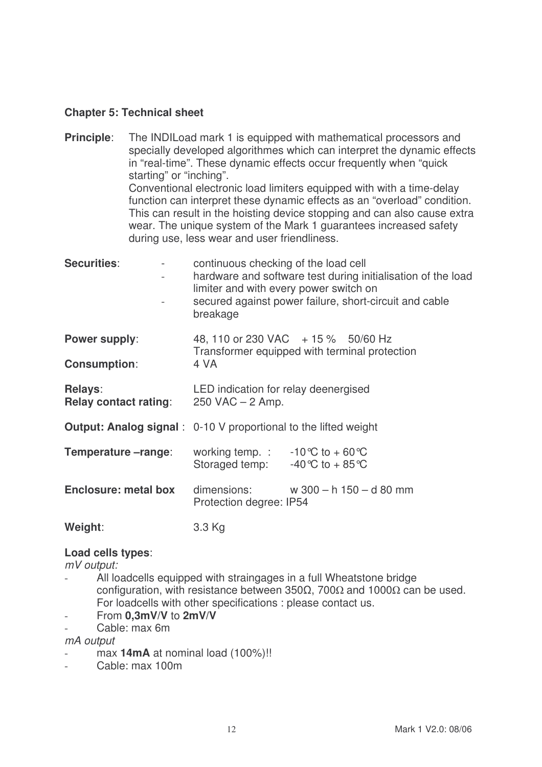**Chapter 5: Technical sheet**

**Principle**: The INDILoad mark 1 is equipped with mathematical processors and specially developed algorithmes which can interpret the dynamic effects in "real-time". These dynamic effects occur frequently when "quick starting" or "inching".
Conventional electronic load limiters equipped with with a time-delay function can interpret these dynamic effects as an "overload" condition. This can result in the hoisting device stopping and can also cause extra wear. The unique system of the Mark 1 guarantees increased safety during use, less wear and user friendliness.

**Securities**:
- continuous checking of the load cell
- hardware and software test during initialisation of the load limiter and with every power switch on
- secured against power failure, short-circuit and cable breakage

**Power supply**: 48, 110 or 230 VAC + 15 % 50/60 Hz
Transformer equipped with terminal protection

**Consumption**: 4 VA

**Relays**: LED indication for relay deenergised
**Relay contact rating**: 250 VAC – 2 Amp.

**Output: Analog signal** : 0-10 V proportional to the lifted weight

**Temperature –range**: working temp. : -10°C to + 60°C
Storaged temp: -40°C to + 85°C

**Enclosure: metal box** dimensions: w 300 – h 150 – d 80 mm
Protection degree: IP54

**Weight**: 3.3 Kg

**Load cells types**:
*mV output:*
- All loadcells equipped with straingages in a full Wheatstone bridge configuration, with resistance between 350Ω, 700Ω and 1000Ω can be used. For loadcells with other specifications : please contact us.
- From **0,3mV/V** to **2mV/V**
- Cable: max 6m

*mA output*
- max **14mA** at nominal load (100%)!!
- Cable: max 100m